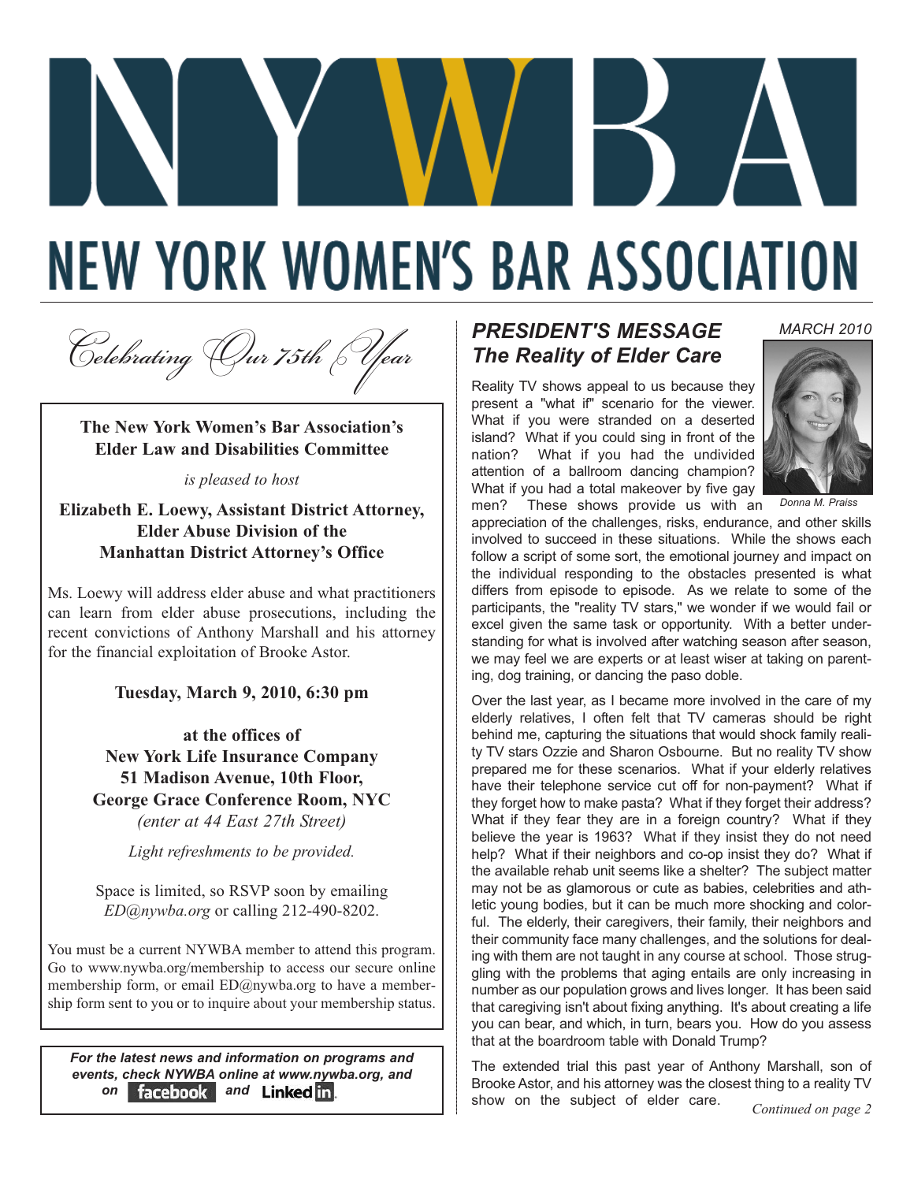# NYWBA

# NEW YORK WOMEN'S BAR ASSOCIATION

*Celebrating Our 75th Year*

**The New York Women's Bar Association's Elder Law and Disabilities Committee**

*is pleased to host*

**Elizabeth E. Loewy, Assistant District Attorney, Elder Abuse Division of the Manhattan District Attorney's Office**

Ms. Loewy will address elder abuse and what practitioners can learn from elder abuse prosecutions, including the recent convictions of Anthony Marshall and his attorney for the financial exploitation of Brooke Astor.

**Tuesday, March 9, 2010, 6:30 pm**

**at the offices of**
**New York Life Insurance Company**
**51 Madison Avenue, 10th Floor,**
**George Grace Conference Room, NYC**
*(enter at 44 East 27th Street)*

*Light refreshments to be provided.*

Space is limited, so RSVP soon by emailing *ED@nywba.org* or calling 212-490-8202.

You must be a current NYWBA member to attend this program. Go to www.nywba.org/membership to access our secure online membership form, or email ED@nywba.org to have a membership form sent to you or to inquire about your membership status.

***For the latest news and information on programs and events, check NYWBA online at www.nywba.org, and on facebook and LinkedIn.***

## *PRESIDENT'S MESSAGE The Reality of Elder Care*

*MARCH 2010*

*Donna M. Praiss*

Reality TV shows appeal to us because they present a "what if" scenario for the viewer. What if you were stranded on a deserted island? What if you could sing in front of the nation? What if you had the undivided attention of a ballroom dancing champion? What if you had a total makeover by five gay men? These shows provide us with an appreciation of the challenges, risks, endurance, and other skills involved to succeed in these situations. While the shows each follow a script of some sort, the emotional journey and impact on the individual responding to the obstacles presented is what differs from episode to episode. As we relate to some of the participants, the "reality TV stars," we wonder if we would fail or excel given the same task or opportunity. With a better understanding for what is involved after watching season after season, we may feel we are experts or at least wiser at taking on parenting, dog training, or dancing the paso doble.

Over the last year, as I became more involved in the care of my elderly relatives, I often felt that TV cameras should be right behind me, capturing the situations that would shock family reality TV stars Ozzie and Sharon Osbourne. But no reality TV show prepared me for these scenarios. What if your elderly relatives have their telephone service cut off for non-payment? What if they forget how to make pasta? What if they forget their address? What if they fear they are in a foreign country? What if they believe the year is 1963? What if they insist they do not need help? What if their neighbors and co-op insist they do? What if the available rehab unit seems like a shelter? The subject matter may not be as glamorous or cute as babies, celebrities and athletic young bodies, but it can be much more shocking and colorful. The elderly, their caregivers, their family, their neighbors and their community face many challenges, and the solutions for dealing with them are not taught in any course at school. Those struggling with the problems that aging entails are only increasing in number as our population grows and lives longer. It has been said that caregiving isn't about fixing anything. It's about creating a life you can bear, and which, in turn, bears you. How do you assess that at the boardroom table with Donald Trump?

The extended trial this past year of Anthony Marshall, son of Brooke Astor, and his attorney was the closest thing to a reality TV show on the subject of elder care.

*Continued on page 2*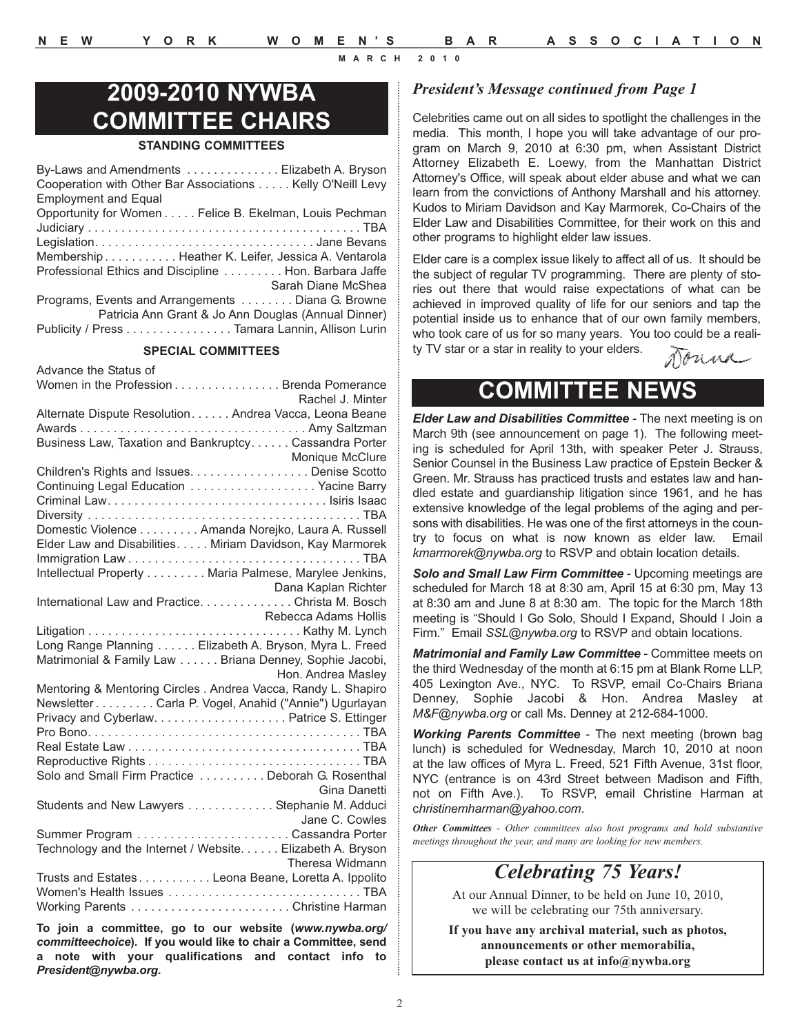## 2009-2010 NYWBA COMMITTEE CHAIRS

### STANDING COMMITTEES

By-Laws and Amendments . . . . . . . . . . . . . . Elizabeth A. Bryson
Cooperation with Other Bar Associations . . . . . Kelly O'Neill Levy
Employment and Equal
Opportunity for Women . . . . . Felice B. Ekelman, Louis Pechman
Judiciary . . . . . . . . . . . . . . . . . . . . . . . . . . . . . . . . . . . . . . . . TBA
Legislation. . . . . . . . . . . . . . . . . . . . . . . . . . . . . . . . Jane Bevans
Membership . . . . . . . . . . . Heather K. Leifer, Jessica A. Ventarola
Professional Ethics and Discipline . . . . . . . . . Hon. Barbara Jaffe
Sarah Diane McShea
Programs, Events and Arrangements . . . . . . . . Diana G. Browne
Patricia Ann Grant & Jo Ann Douglas (Annual Dinner)
Publicity / Press . . . . . . . . . . . . . . . . Tamara Lannin, Allison Lurin

### SPECIAL COMMITTEES

Advance the Status of
Women in the Profession . . . . . . . . . . . . . . . . Brenda Pomerance
Rachel J. Minter
Alternate Dispute Resolution. . . . . . Andrea Vacca, Leona Beane
Awards . . . . . . . . . . . . . . . . . . . . . . . . . . . . . . . . . . Amy Saltzman
Business Law, Taxation and Bankruptcy. . . . . . Cassandra Porter
Monique McClure
Children's Rights and Issues. . . . . . . . . . . . . . . . . . Denise Scotto
Continuing Legal Education . . . . . . . . . . . . . . . . . . . Yacine Barry
Criminal Law. . . . . . . . . . . . . . . . . . . . . . . . . . . . . . . . . Isiris Isaac
Diversity . . . . . . . . . . . . . . . . . . . . . . . . . . . . . . . . . . . . . . . . TBA
Domestic Violence . . . . . . . . . Amanda Norejko, Laura A. Russell
Elder Law and Disabilities. . . . . Miriam Davidson, Kay Marmorek
Immigration Law . . . . . . . . . . . . . . . . . . . . . . . . . . . . . . . . . . . TBA
Intellectual Property . . . . . . . . . Maria Palmese, Marylee Jenkins,
Dana Kaplan Richter
International Law and Practice. . . . . . . . . . . . . . Christa M. Bosch
Rebecca Adams Hollis
Litigation . . . . . . . . . . . . . . . . . . . . . . . . . . . . . . . . Kathy M. Lynch
Long Range Planning . . . . . . Elizabeth A. Bryson, Myra L. Freed
Matrimonial & Family Law . . . . . . Briana Denney, Sophie Jacobi,
Hon. Andrea Masley
Mentoring & Mentoring Circles . Andrea Vacca, Randy L. Shapiro
Newsletter . . . . . . . . . Carla P. Vogel, Anahid ("Annie") Ugurlayan
Privacy and Cyberlaw. . . . . . . . . . . . . . . . . . . . Patrice S. Ettinger
Pro Bono. . . . . . . . . . . . . . . . . . . . . . . . . . . . . . . . . . . . . . . . . TBA
Real Estate Law . . . . . . . . . . . . . . . . . . . . . . . . . . . . . . . . . . . TBA
Reproductive Rights . . . . . . . . . . . . . . . . . . . . . . . . . . . . . . . . TBA
Solo and Small Firm Practice . . . . . . . . . . Deborah G. Rosenthal
Gina Danetti
Students and New Lawyers . . . . . . . . . . . . . Stephanie M. Adduci
Jane C. Cowles
Summer Program . . . . . . . . . . . . . . . . . . . . . . Cassandra Porter
Technology and the Internet / Website. . . . . . Elizabeth A. Bryson
Theresa Widmann
Trusts and Estates . . . . . . . . . . . Leona Beane, Loretta A. Ippolito
Women's Health Issues . . . . . . . . . . . . . . . . . . . . . . . . . . . . . TBA
Working Parents . . . . . . . . . . . . . . . . . . . . . . . . Christine Harman

**To join a committee, go to our website (*www.nywba.org/committeechoice*). If you would like to chair a Committee, send a note with your qualifications and contact info to *President@nywba.org*.**

### *President's Message continued from Page 1*

Celebrities came out on all sides to spotlight the challenges in the media. This month, I hope you will take advantage of our program on March 9, 2010 at 6:30 pm, when Assistant District Attorney Elizabeth E. Loewy, from the Manhattan District Attorney's Office, will speak about elder abuse and what we can learn from the convictions of Anthony Marshall and his attorney. Kudos to Miriam Davidson and Kay Marmorek, Co-Chairs of the Elder Law and Disabilities Committee, for their work on this and other programs to highlight elder law issues.

Elder care is a complex issue likely to affect all of us. It should be the subject of regular TV programming. There are plenty of stories out there that would raise expectations of what can be achieved in improved quality of life for our seniors and tap the potential inside us to enhance that of our own family members, who took care of us for so many years. You too could be a reality TV star or a star in reality to your elders.

Donna

## COMMITTEE NEWS

***Elder Law and Disabilities Committee*** - The next meeting is on March 9th (see announcement on page 1). The following meeting is scheduled for April 13th, with speaker Peter J. Strauss, Senior Counsel in the Business Law practice of Epstein Becker & Green. Mr. Strauss has practiced trusts and estates law and handled estate and guardianship litigation since 1961, and he has extensive knowledge of the legal problems of the aging and persons with disabilities. He was one of the first attorneys in the country to focus on what is now known as elder law. Email *kmarmorek@nywba.org* to RSVP and obtain location details.

***Solo and Small Law Firm Committee*** - Upcoming meetings are scheduled for March 18 at 8:30 am, April 15 at 6:30 pm, May 13 at 8:30 am and June 8 at 8:30 am. The topic for the March 18th meeting is "Should I Go Solo, Should I Expand, Should I Join a Firm." Email *SSL@nywba.org* to RSVP and obtain locations.

***Matrimonial and Family Law Committee*** - Committee meets on the third Wednesday of the month at 6:15 pm at Blank Rome LLP, 405 Lexington Ave., NYC. To RSVP, email Co-Chairs Briana Denney, Sophie Jacobi & Hon. Andrea Masley at *M&F@nywba.org* or call Ms. Denney at 212-684-1000.

***Working Parents Committee*** - The next meeting (brown bag lunch) is scheduled for Wednesday, March 10, 2010 at noon at the law offices of Myra L. Freed, 521 Fifth Avenue, 31st floor, NYC (entrance is on 43rd Street between Madison and Fifth, not on Fifth Ave.). To RSVP, email Christine Harman at *christinemharman@yahoo.com*.

***Other Committees*** *- Other committees also host programs and hold substantive meetings throughout the year, and many are looking for new members.*

## *Celebrating 75 Years!*

At our Annual Dinner, to be held on June 10, 2010, we will be celebrating our 75th anniversary.

**If you have any archival material, such as photos, announcements or other memorabilia, please contact us at info@nywba.org**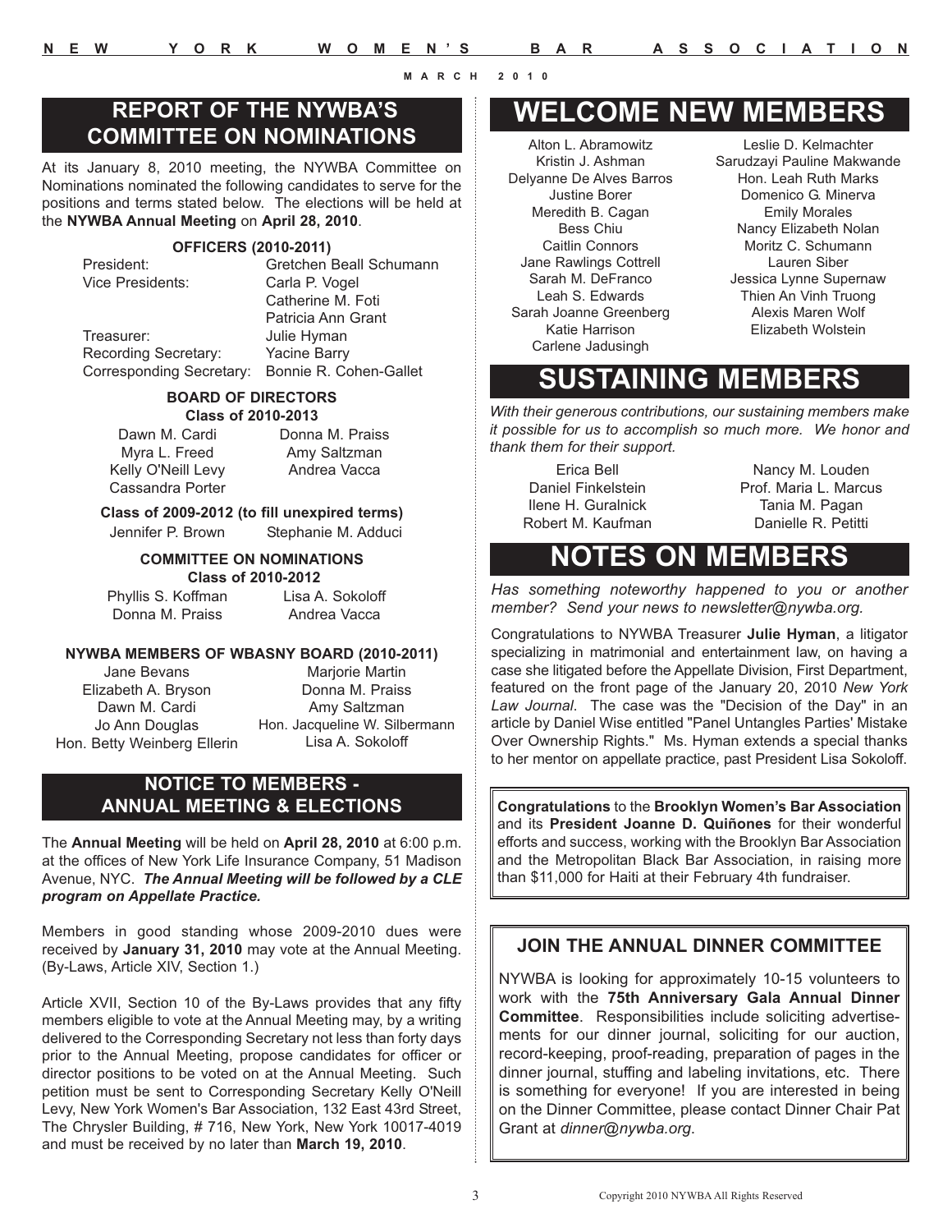## REPORT OF THE NYWBA'S COMMITTEE ON NOMINATIONS

At its January 8, 2010 meeting, the NYWBA Committee on Nominations nominated the following candidates to serve for the positions and terms stated below. The elections will be held at the **NYWBA Annual Meeting** on **April 28, 2010**.

### OFFICERS (2010-2011)

President: Gretchen Beall Schumann
Vice Presidents: Carla P. Vogel, Catherine M. Foti, Patricia Ann Grant
Treasurer: Julie Hyman
Recording Secretary: Yacine Barry
Corresponding Secretary: Bonnie R. Cohen-Gallet

### BOARD OF DIRECTORS

**Class of 2010-2013**

Dawn M. Cardi
Myra L. Freed
Kelly O'Neill Levy
Cassandra Porter
Donna M. Praiss
Amy Saltzman
Andrea Vacca

**Class of 2009-2012 (to fill unexpired terms)**

Jennifer P. Brown
Stephanie M. Adduci

### COMMITTEE ON NOMINATIONS

**Class of 2010-2012**

Phyllis S. Koffman
Donna M. Praiss
Lisa A. Sokoloff
Andrea Vacca

### NYWBA MEMBERS OF WBASNY BOARD (2010-2011)

Jane Bevans
Elizabeth A. Bryson
Dawn M. Cardi
Jo Ann Douglas
Hon. Betty Weinberg Ellerin
Marjorie Martin
Donna M. Praiss
Amy Saltzman
Hon. Jacqueline W. Silbermann
Lisa A. Sokoloff

## NOTICE TO MEMBERS - ANNUAL MEETING & ELECTIONS

The **Annual Meeting** will be held on **April 28, 2010** at 6:00 p.m. at the offices of New York Life Insurance Company, 51 Madison Avenue, NYC. ***The Annual Meeting will be followed by a CLE program on Appellate Practice.***

Members in good standing whose 2009-2010 dues were received by **January 31, 2010** may vote at the Annual Meeting. (By-Laws, Article XIV, Section 1.)

Article XVII, Section 10 of the By-Laws provides that any fifty members eligible to vote at the Annual Meeting may, by a writing delivered to the Corresponding Secretary not less than forty days prior to the Annual Meeting, propose candidates for officer or director positions to be voted on at the Annual Meeting. Such petition must be sent to Corresponding Secretary Kelly O'Neill Levy, New York Women's Bar Association, 132 East 43rd Street, The Chrysler Building, # 716, New York, New York 10017-4019 and must be received by no later than **March 19, 2010**.

## WELCOME NEW MEMBERS

Alton L. Abramowitz
Kristin J. Ashman
Delyanne De Alves Barros
Justine Borer
Meredith B. Cagan
Bess Chiu
Caitlin Connors
Jane Rawlings Cottrell
Sarah M. DeFranco
Leah S. Edwards
Sarah Joanne Greenberg
Katie Harrison
Carlene Jadusingh
Leslie D. Kelmachter
Sarudzayi Pauline Makwande
Hon. Leah Ruth Marks
Domenico G. Minerva
Emily Morales
Nancy Elizabeth Nolan
Moritz C. Schumann
Lauren Siber
Jessica Lynne Supernaw
Thien An Vinh Truong
Alexis Maren Wolf
Elizabeth Wolstein

## SUSTAINING MEMBERS

*With their generous contributions, our sustaining members make it possible for us to accomplish so much more. We honor and thank them for their support.*

Erica Bell
Daniel Finkelstein
Ilene H. Guralnick
Robert M. Kaufman
Nancy M. Louden
Prof. Maria L. Marcus
Tania M. Pagan
Danielle R. Petitti

## NOTES ON MEMBERS

*Has something noteworthy happened to you or another member? Send your news to newsletter@nywba.org.*

Congratulations to NYWBA Treasurer **Julie Hyman**, a litigator specializing in matrimonial and entertainment law, on having a case she litigated before the Appellate Division, First Department, featured on the front page of the January 20, 2010 *New York Law Journal*. The case was the "Decision of the Day" in an article by Daniel Wise entitled "Panel Untangles Parties' Mistake Over Ownership Rights." Ms. Hyman extends a special thanks to her mentor on appellate practice, past President Lisa Sokoloff.

**Congratulations** to the **Brooklyn Women's Bar Association** and its **President Joanne D. Quiñones** for their wonderful efforts and success, working with the Brooklyn Bar Association and the Metropolitan Black Bar Association, in raising more than $11,000 for Haiti at their February 4th fundraiser.

### JOIN THE ANNUAL DINNER COMMITTEE

NYWBA is looking for approximately 10-15 volunteers to work with the **75th Anniversary Gala Annual Dinner Committee**. Responsibilities include soliciting advertisements for our dinner journal, soliciting for our auction, record-keeping, proof-reading, preparation of pages in the dinner journal, stuffing and labeling invitations, etc. There is something for everyone! If you are interested in being on the Dinner Committee, please contact Dinner Chair Pat Grant at *dinner@nywba.org*.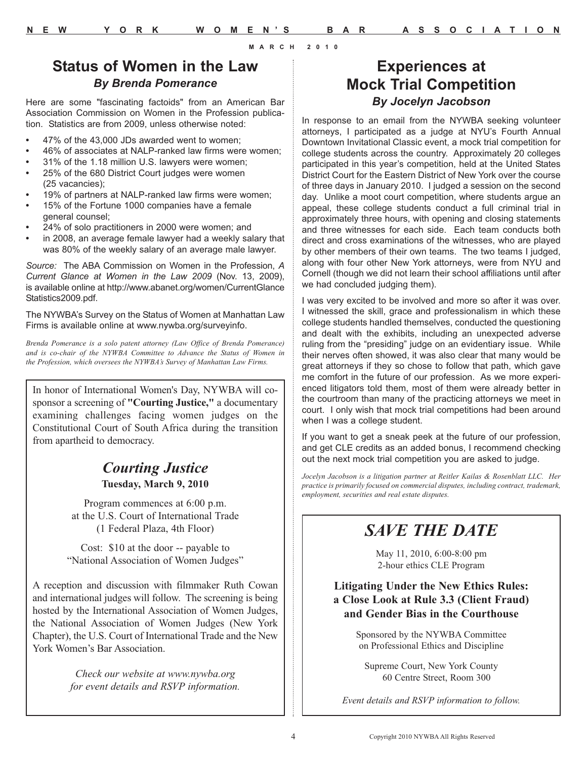## Status of Women in the Law

### *By Brenda Pomerance*

Here are some "fascinating factoids" from an American Bar Association Commission on Women in the Profession publication. Statistics are from 2009, unless otherwise noted:

- 47% of the 43,000 JDs awarded went to women;
- 46% of associates at NALP-ranked law firms were women;
- 31% of the 1.18 million U.S. lawyers were women;
- 25% of the 680 District Court judges were women (25 vacancies);
- 19% of partners at NALP-ranked law firms were women;
- 15% of the Fortune 1000 companies have a female general counsel;
- 24% of solo practitioners in 2000 were women; and
- in 2008, an average female lawyer had a weekly salary that was 80% of the weekly salary of an average male lawyer.

*Source:* The ABA Commission on Women in the Profession, *A Current Glance at Women in the Law 2009* (Nov. 13, 2009), is available online at http://www.abanet.org/women/CurrentGlanceStatistics2009.pdf.

The NYWBA's Survey on the Status of Women at Manhattan Law Firms is available online at www.nywba.org/surveyinfo.

*Brenda Pomerance is a solo patent attorney (Law Office of Brenda Pomerance) and is co-chair of the NYWBA Committee to Advance the Status of Women in the Profession, which oversees the NYWBA's Survey of Manhattan Law Firms.*

---

In honor of International Women's Day, NYWBA will co-sponsor a screening of **"Courting Justice,"** a documentary examining challenges facing women judges on the Constitutional Court of South Africa during the transition from apartheid to democracy.

### *Courting Justice*

**Tuesday, March 9, 2010**

Program commences at 6:00 p.m.
at the U.S. Court of International Trade
(1 Federal Plaza, 4th Floor)

Cost: $10 at the door -- payable to
"National Association of Women Judges"

A reception and discussion with filmmaker Ruth Cowan and international judges will follow. The screening is being hosted by the International Association of Women Judges, the National Association of Women Judges (New York Chapter), the U.S. Court of International Trade and the New York Women's Bar Association.

*Check our website at www.nywba.org for event details and RSVP information.*

---

## Experiences at Mock Trial Competition

### *By Jocelyn Jacobson*

In response to an email from the NYWBA seeking volunteer attorneys, I participated as a judge at NYU's Fourth Annual Downtown Invitational Classic event, a mock trial competition for college students across the country. Approximately 20 colleges participated in this year's competition, held at the United States District Court for the Eastern District of New York over the course of three days in January 2010. I judged a session on the second day. Unlike a moot court competition, where students argue an appeal, these college students conduct a full criminal trial in approximately three hours, with opening and closing statements and three witnesses for each side. Each team conducts both direct and cross examinations of the witnesses, who are played by other members of their own teams. The two teams I judged, along with four other New York attorneys, were from NYU and Cornell (though we did not learn their school affiliations until after we had concluded judging them).

I was very excited to be involved and more so after it was over. I witnessed the skill, grace and professionalism in which these college students handled themselves, conducted the questioning and dealt with the exhibits, including an unexpected adverse ruling from the "presiding" judge on an evidentiary issue. While their nerves often showed, it was also clear that many would be great attorneys if they so chose to follow that path, which gave me comfort in the future of our profession. As we more experienced litigators told them, most of them were already better in the courtroom than many of the practicing attorneys we meet in court. I only wish that mock trial competitions had been around when I was a college student.

If you want to get a sneak peek at the future of our profession, and get CLE credits as an added bonus, I recommend checking out the next mock trial competition you are asked to judge.

*Jocelyn Jacobson is a litigation partner at Reitler Kailas & Rosenblatt LLC. Her practice is primarily focused on commercial disputes, including contract, trademark, employment, securities and real estate disputes.*

---

## *SAVE THE DATE*

May 11, 2010, 6:00-8:00 pm
2-hour ethics CLE Program

**Litigating Under the New Ethics Rules: a Close Look at Rule 3.3 (Client Fraud) and Gender Bias in the Courthouse**

Sponsored by the NYWBA Committee on Professional Ethics and Discipline

Supreme Court, New York County
60 Centre Street, Room 300

*Event details and RSVP information to follow.*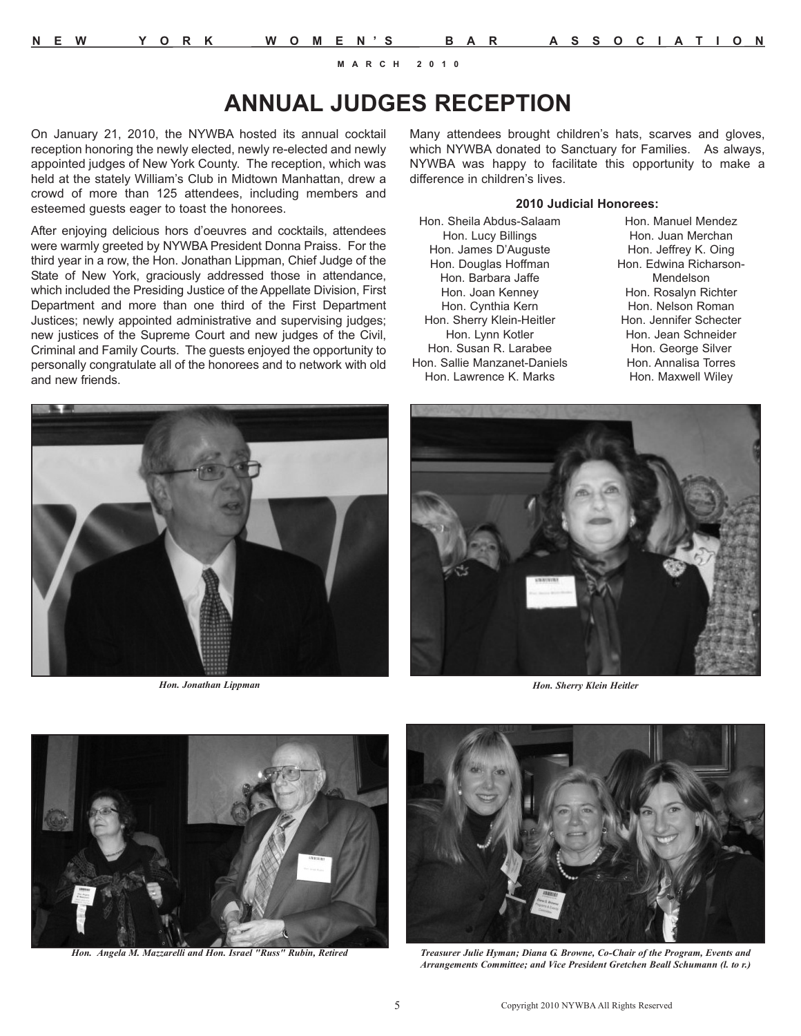# ANNUAL JUDGES RECEPTION

On January 21, 2010, the NYWBA hosted its annual cocktail reception honoring the newly elected, newly re-elected and newly appointed judges of New York County. The reception, which was held at the stately William's Club in Midtown Manhattan, drew a crowd of more than 125 attendees, including members and esteemed guests eager to toast the honorees.

After enjoying delicious hors d'oeuvres and cocktails, attendees were warmly greeted by NYWBA President Donna Praiss. For the third year in a row, the Hon. Jonathan Lippman, Chief Judge of the State of New York, graciously addressed those in attendance, which included the Presiding Justice of the Appellate Division, First Department and more than one third of the First Department Justices; newly appointed administrative and supervising judges; new justices of the Supreme Court and new judges of the Civil, Criminal and Family Courts. The guests enjoyed the opportunity to personally congratulate all of the honorees and to network with old and new friends.

Many attendees brought children's hats, scarves and gloves, which NYWBA donated to Sanctuary for Families. As always, NYWBA was happy to facilitate this opportunity to make a difference in children's lives.

**2010 Judicial Honorees:**

Hon. Sheila Abdus-Salaam
Hon. Lucy Billings
Hon. James D'Auguste
Hon. Douglas Hoffman
Hon. Barbara Jaffe
Hon. Joan Kenney
Hon. Cynthia Kern
Hon. Sherry Klein-Heitler
Hon. Lynn Kotler
Hon. Susan R. Larabee
Hon. Sallie Manzanet-Daniels
Hon. Lawrence K. Marks
Hon. Manuel Mendez
Hon. Juan Merchan
Hon. Jeffrey K. Oing
Hon. Edwina Richarson-Mendelson
Hon. Rosalyn Richter
Hon. Nelson Roman
Hon. Jennifer Schecter
Hon. Jean Schneider
Hon. George Silver
Hon. Annalisa Torres
Hon. Maxwell Wiley

*Hon. Jonathan Lippman*

*Hon. Sherry Klein Heitler*

*Hon. Angela M. Mazzarelli and Hon. Israel "Russ" Rubin, Retired*

*Treasurer Julie Hyman; Diana G. Browne, Co-Chair of the Program, Events and Arrangements Committee; and Vice President Gretchen Beall Schumann (l. to r.)*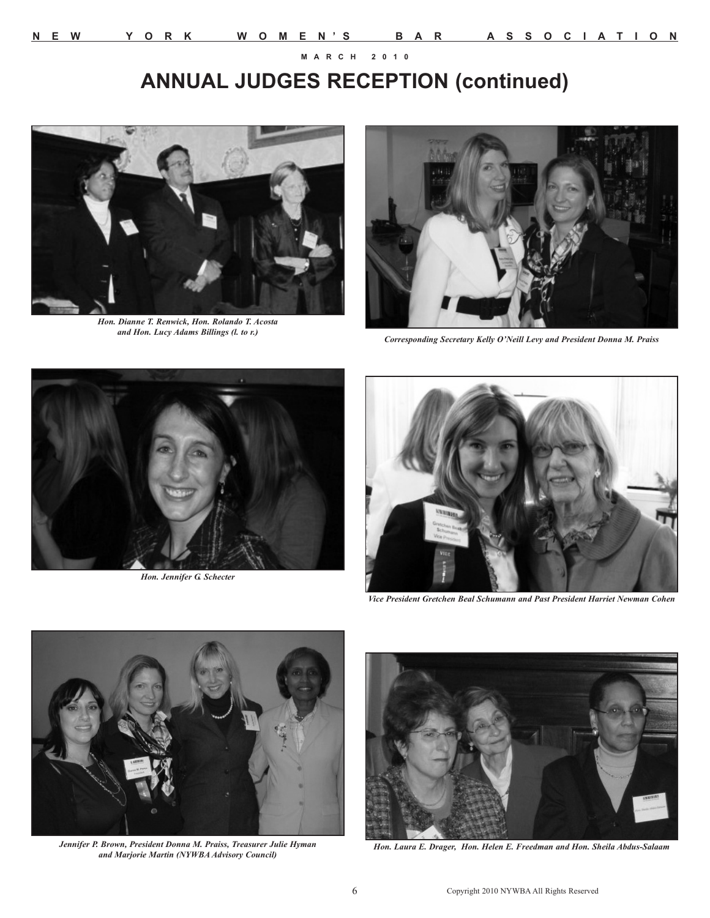# ANNUAL JUDGES RECEPTION (continued)

*Hon. Dianne T. Renwick, Hon. Rolando T. Acosta and Hon. Lucy Adams Billings (l. to r.)*

*Corresponding Secretary Kelly O'Neill Levy and President Donna M. Praiss*

*Hon. Jennifer G. Schecter*

*Vice President Gretchen Beal Schumann and Past President Harriet Newman Cohen*

*Jennifer P. Brown, President Donna M. Praiss, Treasurer Julie Hyman and Marjorie Martin (NYWBA Advisory Council)*

*Hon. Laura E. Drager, Hon. Helen E. Freedman and Hon. Sheila Abdus-Salaam*

Copyright 2010 NYWBA All Rights Reserved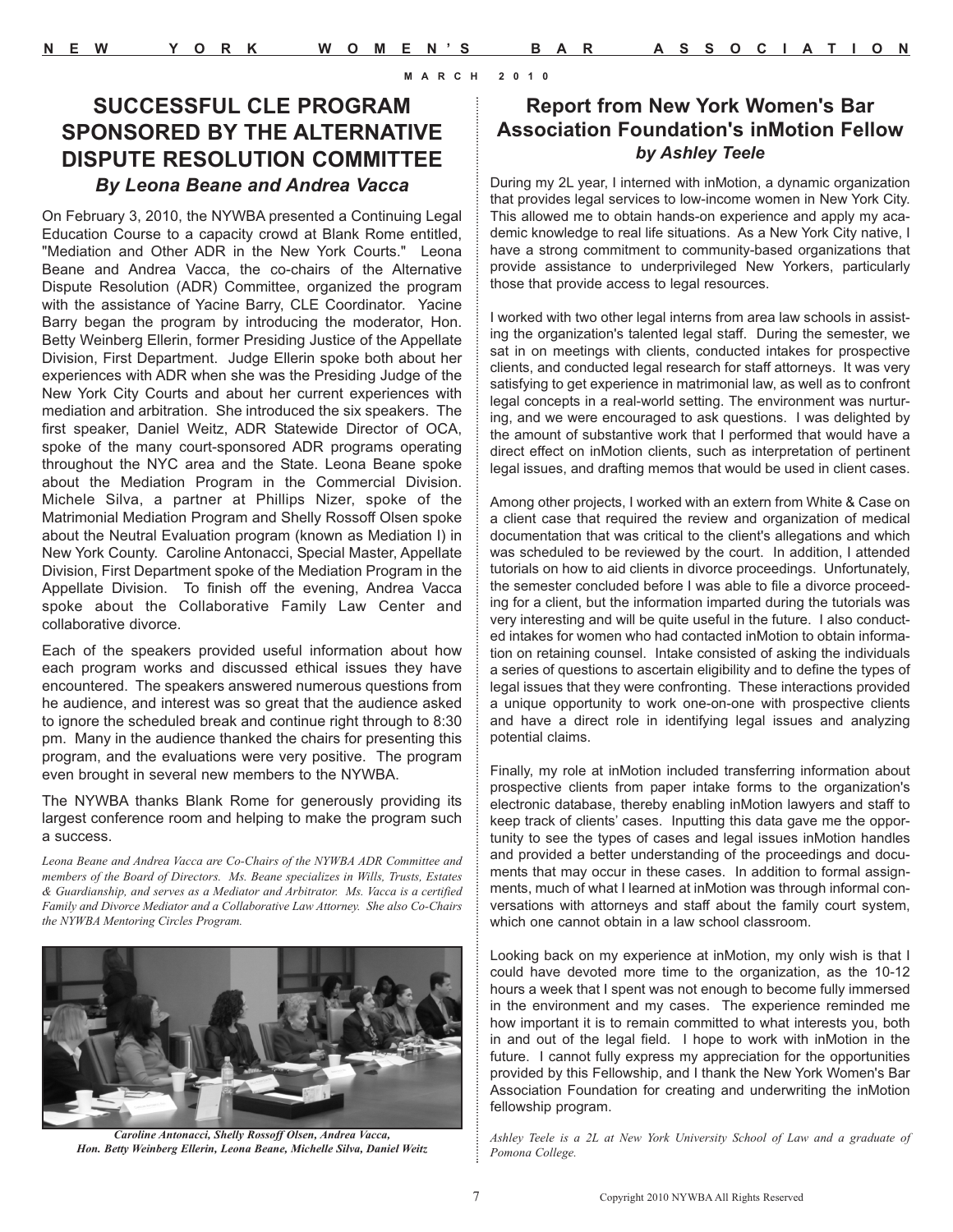## SUCCESSFUL CLE PROGRAM SPONSORED BY THE ALTERNATIVE DISPUTE RESOLUTION COMMITTEE

***By Leona Beane and Andrea Vacca***

On February 3, 2010, the NYWBA presented a Continuing Legal Education Course to a capacity crowd at Blank Rome entitled, "Mediation and Other ADR in the New York Courts." Leona Beane and Andrea Vacca, the co-chairs of the Alternative Dispute Resolution (ADR) Committee, organized the program with the assistance of Yacine Barry, CLE Coordinator. Yacine Barry began the program by introducing the moderator, Hon. Betty Weinberg Ellerin, former Presiding Justice of the Appellate Division, First Department. Judge Ellerin spoke both about her experiences with ADR when she was the Presiding Judge of the New York City Courts and about her current experiences with mediation and arbitration. She introduced the six speakers. The first speaker, Daniel Weitz, ADR Statewide Director of OCA, spoke of the many court-sponsored ADR programs operating throughout the NYC area and the State. Leona Beane spoke about the Mediation Program in the Commercial Division. Michele Silva, a partner at Phillips Nizer, spoke of the Matrimonial Mediation Program and Shelly Rossoff Olsen spoke about the Neutral Evaluation program (known as Mediation I) in New York County. Caroline Antonacci, Special Master, Appellate Division, First Department spoke of the Mediation Program in the Appellate Division. To finish off the evening, Andrea Vacca spoke about the Collaborative Family Law Center and collaborative divorce.

Each of the speakers provided useful information about how each program works and discussed ethical issues they have encountered. The speakers answered numerous questions from he audience, and interest was so great that the audience asked to ignore the scheduled break and continue right through to 8:30 pm. Many in the audience thanked the chairs for presenting this program, and the evaluations were very positive. The program even brought in several new members to the NYWBA.

The NYWBA thanks Blank Rome for generously providing its largest conference room and helping to make the program such a success.

*Leona Beane and Andrea Vacca are Co-Chairs of the NYWBA ADR Committee and members of the Board of Directors. Ms. Beane specializes in Wills, Trusts, Estates & Guardianship, and serves as a Mediator and Arbitrator. Ms. Vacca is a certified Family and Divorce Mediator and a Collaborative Law Attorney. She also Co-Chairs the NYWBA Mentoring Circles Program.*

***Caroline Antonacci, Shelly Rossoff Olsen, Andrea Vacca, Hon. Betty Weinberg Ellerin, Leona Beane, Michelle Silva, Daniel Weitz***

## Report from New York Women's Bar Association Foundation's inMotion Fellow

***by Ashley Teele***

During my 2L year, I interned with inMotion, a dynamic organization that provides legal services to low-income women in New York City. This allowed me to obtain hands-on experience and apply my academic knowledge to real life situations. As a New York City native, I have a strong commitment to community-based organizations that provide assistance to underprivileged New Yorkers, particularly those that provide access to legal resources.

I worked with two other legal interns from area law schools in assisting the organization's talented legal staff. During the semester, we sat in on meetings with clients, conducted intakes for prospective clients, and conducted legal research for staff attorneys. It was very satisfying to get experience in matrimonial law, as well as to confront legal concepts in a real-world setting. The environment was nurturing, and we were encouraged to ask questions. I was delighted by the amount of substantive work that I performed that would have a direct effect on inMotion clients, such as interpretation of pertinent legal issues, and drafting memos that would be used in client cases.

Among other projects, I worked with an extern from White & Case on a client case that required the review and organization of medical documentation that was critical to the client's allegations and which was scheduled to be reviewed by the court. In addition, I attended tutorials on how to aid clients in divorce proceedings. Unfortunately, the semester concluded before I was able to file a divorce proceeding for a client, but the information imparted during the tutorials was very interesting and will be quite useful in the future. I also conducted intakes for women who had contacted inMotion to obtain information on retaining counsel. Intake consisted of asking the individuals a series of questions to ascertain eligibility and to define the types of legal issues that they were confronting. These interactions provided a unique opportunity to work one-on-one with prospective clients and have a direct role in identifying legal issues and analyzing potential claims.

Finally, my role at inMotion included transferring information about prospective clients from paper intake forms to the organization's electronic database, thereby enabling inMotion lawyers and staff to keep track of clients' cases. Inputting this data gave me the opportunity to see the types of cases and legal issues inMotion handles and provided a better understanding of the proceedings and documents that may occur in these cases. In addition to formal assignments, much of what I learned at inMotion was through informal conversations with attorneys and staff about the family court system, which one cannot obtain in a law school classroom.

Looking back on my experience at inMotion, my only wish is that I could have devoted more time to the organization, as the 10-12 hours a week that I spent was not enough to become fully immersed in the environment and my cases. The experience reminded me how important it is to remain committed to what interests you, both in and out of the legal field. I hope to work with inMotion in the future. I cannot fully express my appreciation for the opportunities provided by this Fellowship, and I thank the New York Women's Bar Association Foundation for creating and underwriting the inMotion fellowship program.

*Ashley Teele is a 2L at New York University School of Law and a graduate of Pomona College.*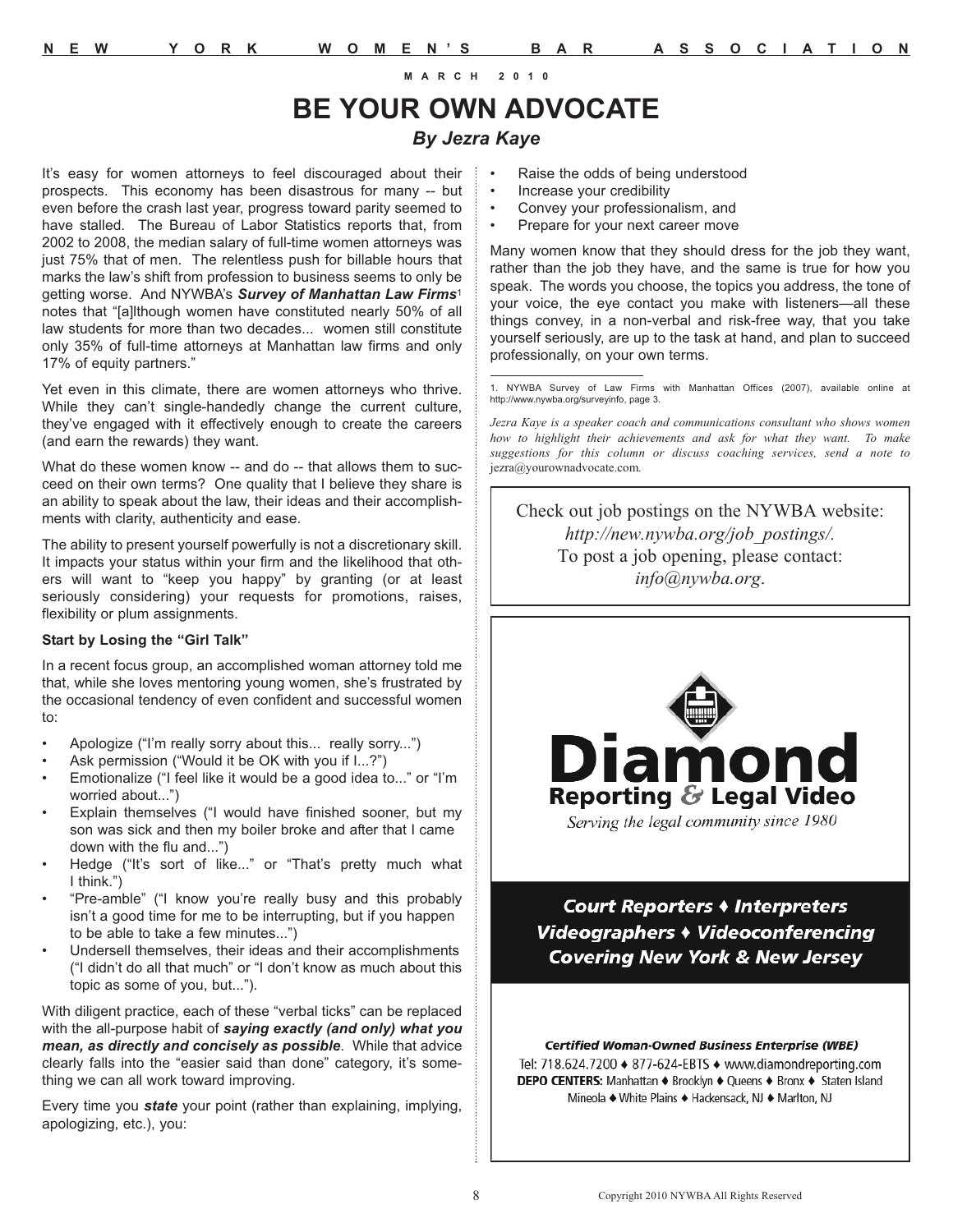# BE YOUR OWN ADVOCATE

***By Jezra Kaye***

It's easy for women attorneys to feel discouraged about their prospects. This economy has been disastrous for many -- but even before the crash last year, progress toward parity seemed to have stalled. The Bureau of Labor Statistics reports that, from 2002 to 2008, the median salary of full-time women attorneys was just 75% that of men. The relentless push for billable hours that marks the law's shift from profession to business seems to only be getting worse. And NYWBA's ***Survey of Manhattan Law Firms***[1] notes that "[a]lthough women have constituted nearly 50% of all law students for more than two decades... women still constitute only 35% of full-time attorneys at Manhattan law firms and only 17% of equity partners."

Yet even in this climate, there are women attorneys who thrive. While they can't single-handedly change the current culture, they've engaged with it effectively enough to create the careers (and earn the rewards) they want.

What do these women know -- and do -- that allows them to succeed on their own terms? One quality that I believe they share is an ability to speak about the law, their ideas and their accomplishments with clarity, authenticity and ease.

The ability to present yourself powerfully is not a discretionary skill. It impacts your status within your firm and the likelihood that others will want to "keep you happy" by granting (or at least seriously considering) your requests for promotions, raises, flexibility or plum assignments.

**Start by Losing the "Girl Talk"**

In a recent focus group, an accomplished woman attorney told me that, while she loves mentoring young women, she's frustrated by the occasional tendency of even confident and successful women to:

- Apologize ("I'm really sorry about this... really sorry...")
- Ask permission ("Would it be OK with you if I...?")
- Emotionalize ("I feel like it would be a good idea to..." or "I'm worried about...")
- Explain themselves ("I would have finished sooner, but my son was sick and then my boiler broke and after that I came down with the flu and...")
- Hedge ("It's sort of like..." or "That's pretty much what I think.")
- "Pre-amble" ("I know you're really busy and this probably isn't a good time for me to be interrupting, but if you happen to be able to take a few minutes...")
- Undersell themselves, their ideas and their accomplishments ("I didn't do all that much" or "I don't know as much about this topic as some of you, but...").

With diligent practice, each of these "verbal ticks" can be replaced with the all-purpose habit of ***saying exactly (and only) what you mean, as directly and concisely as possible***. While that advice clearly falls into the "easier said than done" category, it's something we can all work toward improving.

Every time you ***state*** your point (rather than explaining, implying, apologizing, etc.), you:

- Raise the odds of being understood
- Increase your credibility
- Convey your professionalism, and
- Prepare for your next career move

Many women know that they should dress for the job they want, rather than the job they have, and the same is true for how you speak. The words you choose, the topics you address, the tone of your voice, the eye contact you make with listeners—all these things convey, in a non-verbal and risk-free way, that you take yourself seriously, are up to the task at hand, and plan to succeed professionally, on your own terms.

---

1. NYWBA Survey of Law Firms with Manhattan Offices (2007), available online at http://www.nywba.org/surveyinfo, page 3.

*Jezra Kaye is a speaker coach and communications consultant who shows women how to highlight their achievements and ask for what they want. To make suggestions for this column or discuss coaching services, send a note to* jezra@yourownadvocate.com.

Check out job postings on the NYWBA website: *http://new.nywba.org/job_postings/.* To post a job opening, please contact: *info@nywba.org*.

**Diamond Reporting & Legal Video**

*Serving the legal community since 1980*

***Court Reporters ♦ Interpreters***
***Videographers ♦ Videoconferencing***
***Covering New York & New Jersey***

***Certified Woman-Owned Business Enterprise (WBE)***

Tel: 718.624.7200 ♦ 877-624-EBTS ♦ www.diamondreporting.com

**DEPO CENTERS:** Manhattan ♦ Brooklyn ♦ Queens ♦ Bronx ♦ Staten Island
Mineola ♦ White Plains ♦ Hackensack, NJ ♦ Marlton, NJ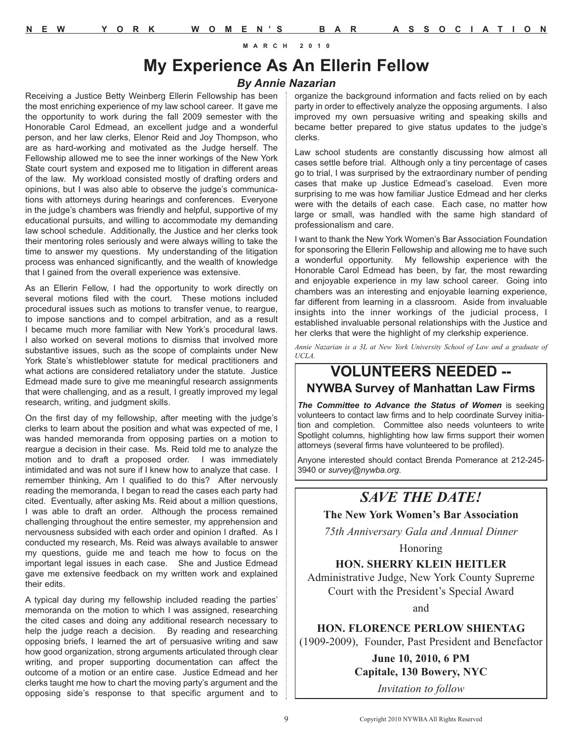# My Experience As An Ellerin Fellow

### *By Annie Nazarian*

Receiving a Justice Betty Weinberg Ellerin Fellowship has been the most enriching experience of my law school career. It gave me the opportunity to work during the fall 2009 semester with the Honorable Carol Edmead, an excellent judge and a wonderful person, and her law clerks, Elenor Reid and Joy Thompson, who are as hard-working and motivated as the Judge herself. The Fellowship allowed me to see the inner workings of the New York State court system and exposed me to litigation in different areas of the law. My workload consisted mostly of drafting orders and opinions, but I was also able to observe the judge's communications with attorneys during hearings and conferences. Everyone in the judge's chambers was friendly and helpful, supportive of my educational pursuits, and willing to accommodate my demanding law school schedule. Additionally, the Justice and her clerks took their mentoring roles seriously and were always willing to take the time to answer my questions. My understanding of the litigation process was enhanced significantly, and the wealth of knowledge that I gained from the overall experience was extensive.

As an Ellerin Fellow, I had the opportunity to work directly on several motions filed with the court. These motions included procedural issues such as motions to transfer venue, to reargue, to impose sanctions and to compel arbitration, and as a result I became much more familiar with New York's procedural laws. I also worked on several motions to dismiss that involved more substantive issues, such as the scope of complaints under New York State's whistleblower statute for medical practitioners and what actions are considered retaliatory under the statute. Justice Edmead made sure to give me meaningful research assignments that were challenging, and as a result, I greatly improved my legal research, writing, and judgment skills.

On the first day of my fellowship, after meeting with the judge's clerks to learn about the position and what was expected of me, I was handed memoranda from opposing parties on a motion to reargue a decision in their case. Ms. Reid told me to analyze the motion and to draft a proposed order. I was immediately intimidated and was not sure if I knew how to analyze that case. I remember thinking, Am I qualified to do this? After nervously reading the memoranda, I began to read the cases each party had cited. Eventually, after asking Ms. Reid about a million questions, I was able to draft an order. Although the process remained challenging throughout the entire semester, my apprehension and nervousness subsided with each order and opinion I drafted. As I conducted my research, Ms. Reid was always available to answer my questions, guide me and teach me how to focus on the important legal issues in each case. She and Justice Edmead gave me extensive feedback on my written work and explained their edits.

A typical day during my fellowship included reading the parties' memoranda on the motion to which I was assigned, researching the cited cases and doing any additional research necessary to help the judge reach a decision. By reading and researching opposing briefs, I learned the art of persuasive writing and saw how good organization, strong arguments articulated through clear writing, and proper supporting documentation can affect the outcome of a motion or an entire case. Justice Edmead and her clerks taught me how to chart the moving party's argument and the opposing side's response to that specific argument and to organize the background information and facts relied on by each party in order to effectively analyze the opposing arguments. I also improved my own persuasive writing and speaking skills and became better prepared to give status updates to the judge's clerks.

Law school students are constantly discussing how almost all cases settle before trial. Although only a tiny percentage of cases go to trial, I was surprised by the extraordinary number of pending cases that make up Justice Edmead's caseload. Even more surprising to me was how familiar Justice Edmead and her clerks were with the details of each case. Each case, no matter how large or small, was handled with the same high standard of professionalism and care.

I want to thank the New York Women's Bar Association Foundation for sponsoring the Ellerin Fellowship and allowing me to have such a wonderful opportunity. My fellowship experience with the Honorable Carol Edmead has been, by far, the most rewarding and enjoyable experience in my law school career. Going into chambers was an interesting and enjoyable learning experience, far different from learning in a classroom. Aside from invaluable insights into the inner workings of the judicial process, I established invaluable personal relationships with the Justice and her clerks that were the highlight of my clerkship experience.

*Annie Nazarian is a 3L at New York University School of Law and a graduate of UCLA.*

## VOLUNTEERS NEEDED --

### NYWBA Survey of Manhattan Law Firms

***The Committee to Advance the Status of Women*** is seeking volunteers to contact law firms and to help coordinate Survey initiation and completion. Committee also needs volunteers to write Spotlight columns, highlighting how law firms support their women attorneys (several firms have volunteered to be profiled).

Anyone interested should contact Brenda Pomerance at 212-245-3940 or *survey@nywba.org*.

## *SAVE THE DATE!*

**The New York Women's Bar Association**

*75th Anniversary Gala and Annual Dinner*

Honoring

**HON. SHERRY KLEIN HEITLER**

Administrative Judge, New York County Supreme Court with the President's Special Award

and

**HON. FLORENCE PERLOW SHIENTAG**

(1909-2009), Founder, Past President and Benefactor

**June 10, 2010, 6 PM**
**Capitale, 130 Bowery, NYC**

*Invitation to follow*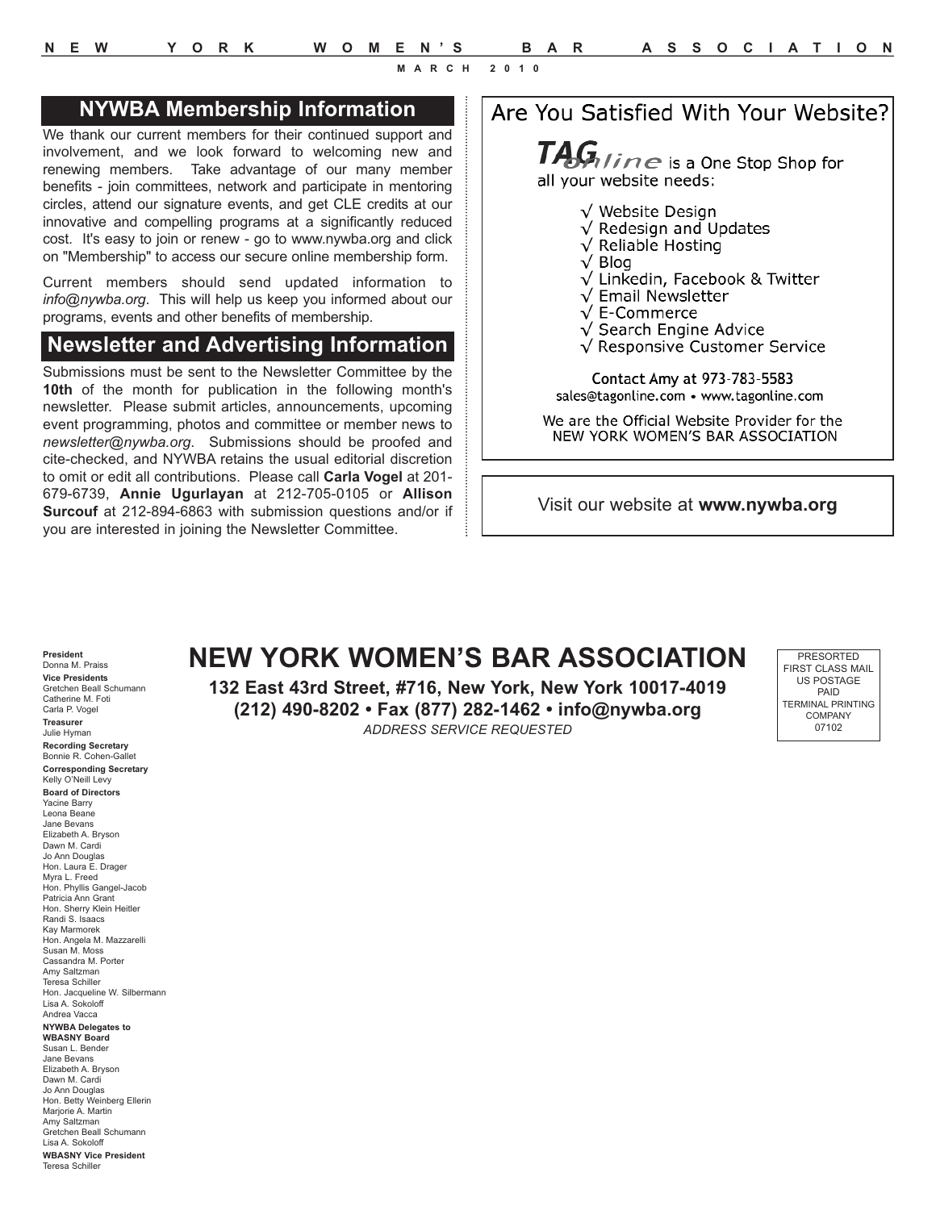## NYWBA Membership Information

We thank our current members for their continued support and involvement, and we look forward to welcoming new and renewing members. Take advantage of our many member benefits - join committees, network and participate in mentoring circles, attend our signature events, and get CLE credits at our innovative and compelling programs at a significantly reduced cost. It's easy to join or renew - go to www.nywba.org and click on "Membership" to access our secure online membership form.

Current members should send updated information to *info@nywba.org*. This will help us keep you informed about our programs, events and other benefits of membership.

## Newsletter and Advertising Information

Submissions must be sent to the Newsletter Committee by the **10th** of the month for publication in the following month's newsletter. Please submit articles, announcements, upcoming event programming, photos and committee or member news to *newsletter@nywba.org*. Submissions should be proofed and cite-checked, and NYWBA retains the usual editorial discretion to omit or edit all contributions. Please call **Carla Vogel** at 201-679-6739, **Annie Ugurlayan** at 212-705-0105 or **Allison Surcouf** at 212-894-6863 with submission questions and/or if you are interested in joining the Newsletter Committee.

## Are You Satisfied With Your Website?

**TAG** *online* is a One Stop Shop for all your website needs:

- √ Website Design
- √ Redesign and Updates
- √ Reliable Hosting
- √ Blog
- √ Linkedin, Facebook & Twitter
- √ Email Newsletter
- √ E-Commerce
- √ Search Engine Advice
- √ Responsive Customer Service

Contact Amy at 973-783-5583
sales@tagonline.com • www.tagonline.com

We are the Official Website Provider for the NEW YORK WOMEN'S BAR ASSOCIATION

Visit our website at **www.nywba.org**

**President**
Donna M. Praiss

**Vice Presidents**
Gretchen Beall Schumann
Catherine M. Foti
Carla P. Vogel

**Treasurer**
Julie Hyman

**Recording Secretary**
Bonnie R. Cohen-Gallet

**Corresponding Secretary**
Kelly O'Neill Levy

**Board of Directors**
Yacine Barry
Leona Beane
Jane Bevans
Elizabeth A. Bryson
Dawn M. Cardi
Jo Ann Douglas
Hon. Laura E. Drager
Myra L. Freed
Hon. Phyllis Gangel-Jacob
Patricia Ann Grant
Hon. Sherry Klein Heitler
Randi S. Isaacs
Kay Marmorek
Hon. Angela M. Mazzarelli
Susan M. Moss
Cassandra M. Porter
Amy Saltzman
Teresa Schiller
Hon. Jacqueline W. Silbermann
Lisa A. Sokoloff
Andrea Vacca

**NYWBA Delegates to WBASNY Board**
Susan L. Bender
Jane Bevans
Elizabeth A. Bryson
Dawn M. Cardi
Jo Ann Douglas
Hon. Betty Weinberg Ellerin
Marjorie A. Martin
Amy Saltzman
Gretchen Beall Schumann
Lisa A. Sokoloff

**WBASNY Vice President**
Teresa Schiller

# NEW YORK WOMEN'S BAR ASSOCIATION

**132 East 43rd Street, #716, New York, New York 10017-4019**
**(212) 490-8202 • Fax (877) 282-1462 • info@nywba.org**
*ADDRESS SERVICE REQUESTED*

PRESORTED
FIRST CLASS MAIL
US POSTAGE
PAID
TERMINAL PRINTING COMPANY
07102